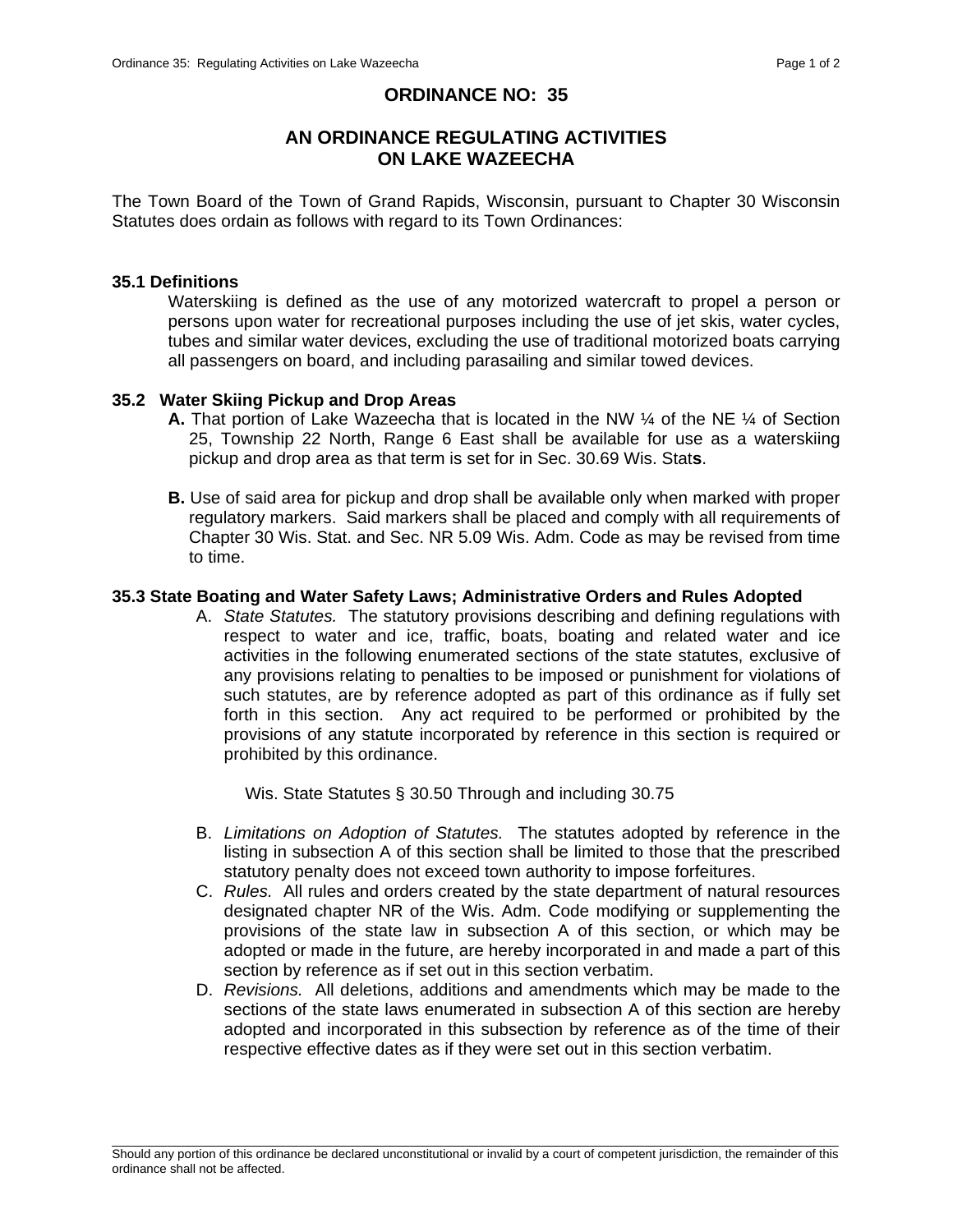# ORDINANCE NO: 35

## AN ORDINANCE REGULATING ACTIVITIES ON LAKE WAZEECHA

The Town Board of the Town of Grand Rapids, Wisconsin, pursuant to Chapter 30 Wisconsin Statutes does ordain as follows with regard to its Town Ordinances:

### 35.1 Definitions

Waterskiing is defined as the use of any motorized watercraft to propel a person or persons upon water for recreational purposes including the use of jet skis, water cycles, tubes and similar water devices, excluding the use of traditional motorized boats carrying all passengers on board, and including parasailing and similar towed devices.

### 35.2 Water Skiing Pickup and Drop Areas

**A.** That portion of Lake Wazeecha that is located in the NW ¼ of the NE ¼ of Section 25, Township 22 North, Range 6 East shall be available for use as a waterskiing pickup and drop area as that term is set for in Sec. 30.69 Wis. Stat**s**.

**B.** Use of said area for pickup and drop shall be available only when marked with proper regulatory markers. Said markers shall be placed and comply with all requirements of Chapter 30 Wis. Stat. and Sec. NR 5.09 Wis. Adm. Code as may be revised from time to time.

### 35.3 State Boating and Water Safety Laws; Administrative Orders and Rules Adopted

A. *State Statutes.* The statutory provisions describing and defining regulations with respect to water and ice, traffic, boats, boating and related water and ice activities in the following enumerated sections of the state statutes, exclusive of any provisions relating to penalties to be imposed or punishment for violations of such statutes, are by reference adopted as part of this ordinance as if fully set forth in this section. Any act required to be performed or prohibited by the provisions of any statute incorporated by reference in this section is required or prohibited by this ordinance.

   Wis. State Statutes § 30.50 Through and including 30.75

B. *Limitations on Adoption of Statutes.* The statutes adopted by reference in the listing in subsection A of this section shall be limited to those that the prescribed statutory penalty does not exceed town authority to impose forfeitures.

C. *Rules.* All rules and orders created by the state department of natural resources designated chapter NR of the Wis. Adm. Code modifying or supplementing the provisions of the state law in subsection A of this section, or which may be adopted or made in the future, are hereby incorporated in and made a part of this section by reference as if set out in this section verbatim.

D. *Revisions.* All deletions, additions and amendments which may be made to the sections of the state laws enumerated in subsection A of this section are hereby adopted and incorporated in this subsection by reference as of the time of their respective effective dates as if they were set out in this section verbatim.

---

Should any portion of this ordinance be declared unconstitutional or invalid by a court of competent jurisdiction, the remainder of this ordinance shall not be affected.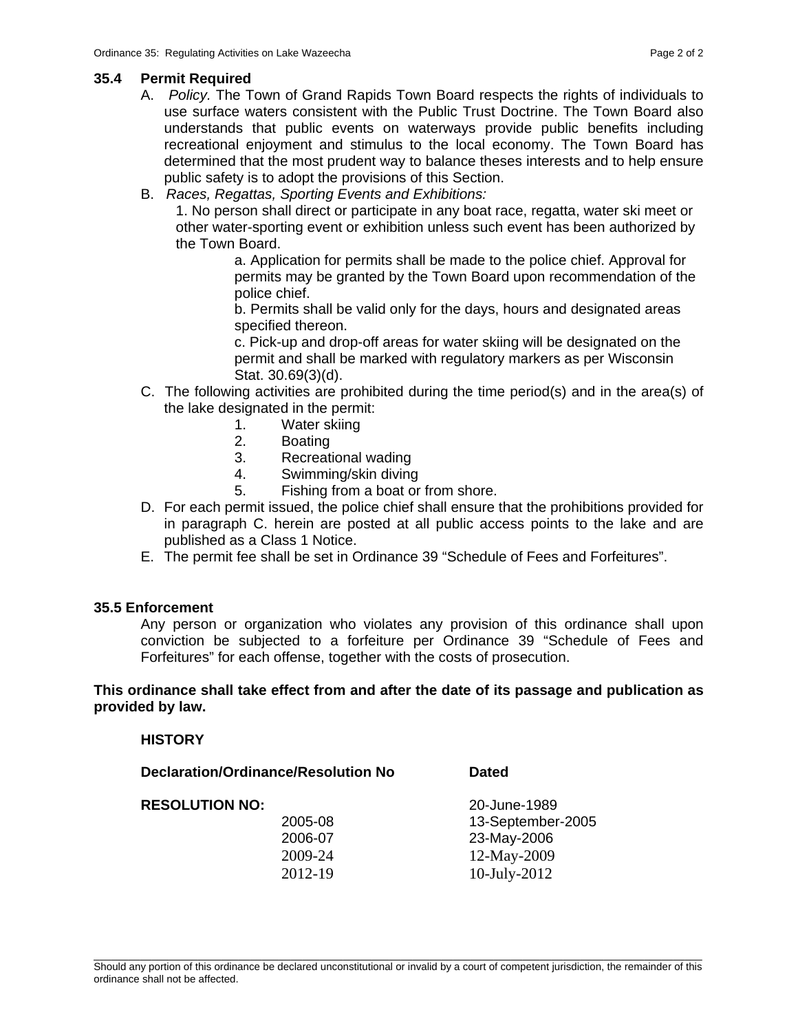## 35.4 Permit Required

A. *Policy.* The Town of Grand Rapids Town Board respects the rights of individuals to use surface waters consistent with the Public Trust Doctrine. The Town Board also understands that public events on waterways provide public benefits including recreational enjoyment and stimulus to the local economy. The Town Board has determined that the most prudent way to balance theses interests and to help ensure public safety is to adopt the provisions of this Section.

B. *Races, Regattas, Sporting Events and Exhibitions:*

1. No person shall direct or participate in any boat race, regatta, water ski meet or other water-sporting event or exhibition unless such event has been authorized by the Town Board.

   a. Application for permits shall be made to the police chief. Approval for permits may be granted by the Town Board upon recommendation of the police chief.

   b. Permits shall be valid only for the days, hours and designated areas specified thereon.

   c. Pick-up and drop-off areas for water skiing will be designated on the permit and shall be marked with regulatory markers as per Wisconsin Stat. 30.69(3)(d).

C. The following activities are prohibited during the time period(s) and in the area(s) of the lake designated in the permit:

1. Water skiing
2. Boating
3. Recreational wading
4. Swimming/skin diving
5. Fishing from a boat or from shore.

D. For each permit issued, the police chief shall ensure that the prohibitions provided for in paragraph C. herein are posted at all public access points to the lake and are published as a Class 1 Notice.

E. The permit fee shall be set in Ordinance 39 "Schedule of Fees and Forfeitures".

## 35.5 Enforcement

Any person or organization who violates any provision of this ordinance shall upon conviction be subjected to a forfeiture per Ordinance 39 "Schedule of Fees and Forfeitures" for each offense, together with the costs of prosecution.

**This ordinance shall take effect from and after the date of its passage and publication as provided by law.**

**HISTORY**

| Declaration/Ordinance/Resolution No | | Dated |
|---|---|---|
| RESOLUTION NO: | | 20-June-1989 |
| | 2005-08 | 13-September-2005 |
| | 2006-07 | 23-May-2006 |
| | 2009-24 | 12-May-2009 |
| | 2012-19 | 10-July-2012 |

Should any portion of this ordinance be declared unconstitutional or invalid by a court of competent jurisdiction, the remainder of this ordinance shall not be affected.